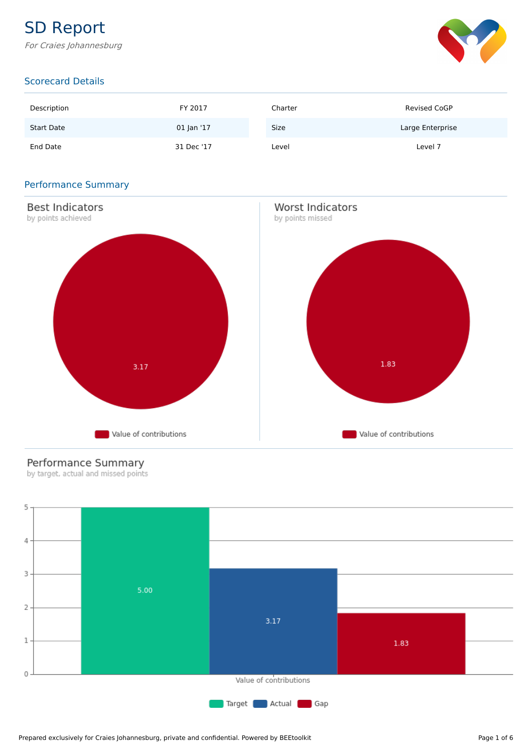# SD Report

*For Craies Johannesburg*

## Scorecard Details

| Description | FY 2017 | Charter | Revised CoGP |
|---|---|---|---|
| Start Date | 01 Jan '17 | Size | Large Enterprise |
| End Date | 31 Dec '17 | Level | Level 7 |

## Performance Summary

### Best Indicators

by points achieved

3.17

Value of contributions

### Worst Indicators

by points missed

1.83

Value of contributions

### Performance Summary

by target, actual and missed points

| | Target | Actual | Gap |
|---|---|---|---|
| Value of contributions | 5.00 | 3.17 | 1.83 |

Prepared exclusively for Craies Johannesburg, private and confidential. Powered by BEEtoolkit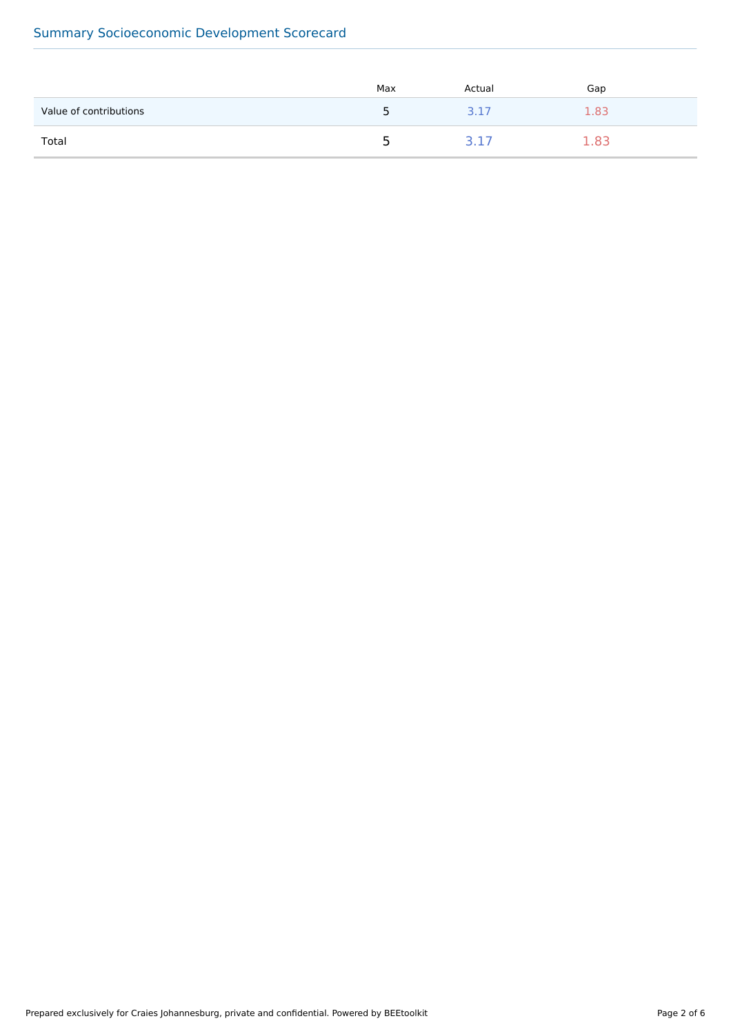## Summary Socioeconomic Development Scorecard

| | Max | Actual | Gap |
|---|---|---|---|
| Value of contributions | 5 | 3.17 | 1.83 |
| Total | 5 | 3.17 | 1.83 |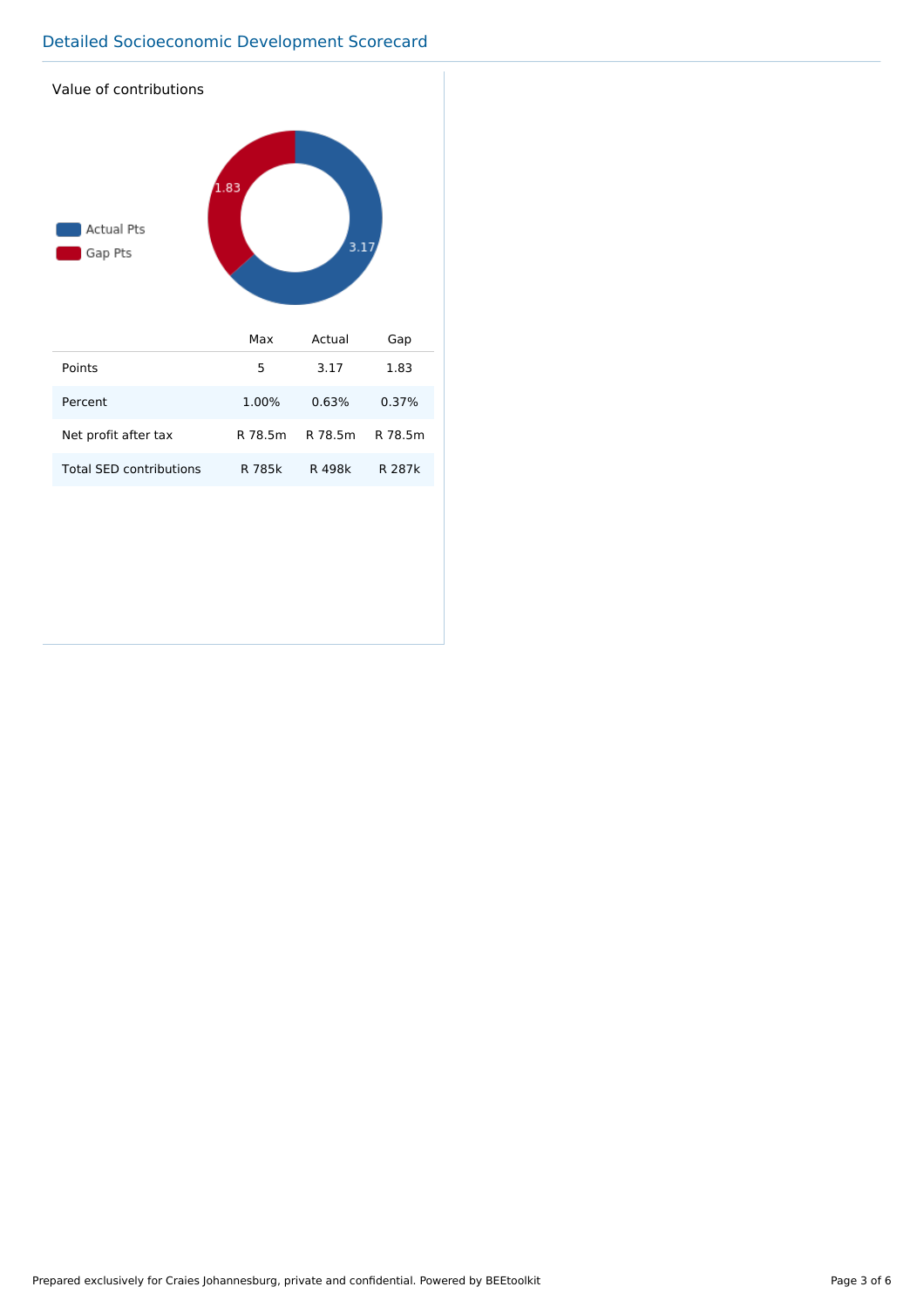## Detailed Socioeconomic Development Scorecard

### Value of contributions

Actual Pts

Gap Pts

1.83

3.17

| | Max | Actual | Gap |
|---|---|---|---|
| Points | 5 | 3.17 | 1.83 |
| Percent | 1.00% | 0.63% | 0.37% |
| Net profit after tax | R 78.5m | R 78.5m | R 78.5m |
| Total SED contributions | R 785k | R 498k | R 287k |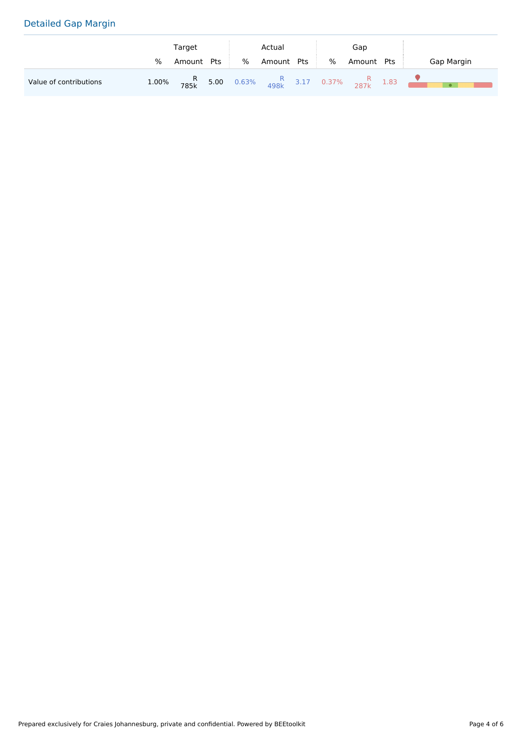## Detailed Gap Margin

| | Target | | | Actual | | | Gap | | | Gap Margin |
|---|---|---|---|---|---|---|---|---|---|---|
| | % | Amount | Pts | % | Amount | Pts | % | Amount | Pts | |
| Value of contributions | 1.00% | R 785k | 5.00 | 0.63% | R 498k | 3.17 | 0.37% | R 287k | 1.83 | |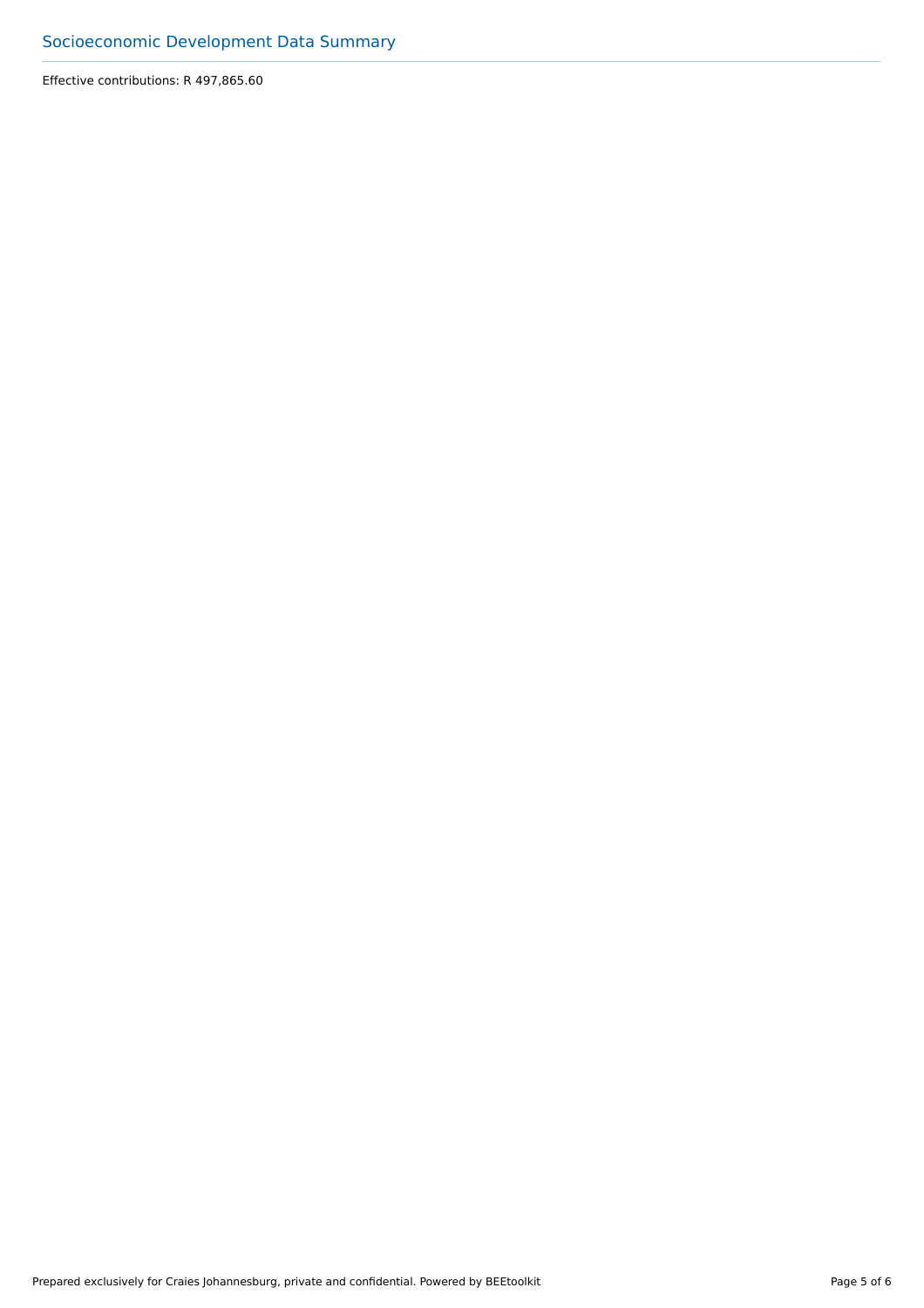## Socioeconomic Development Data Summary

Effective contributions: R 497,865.60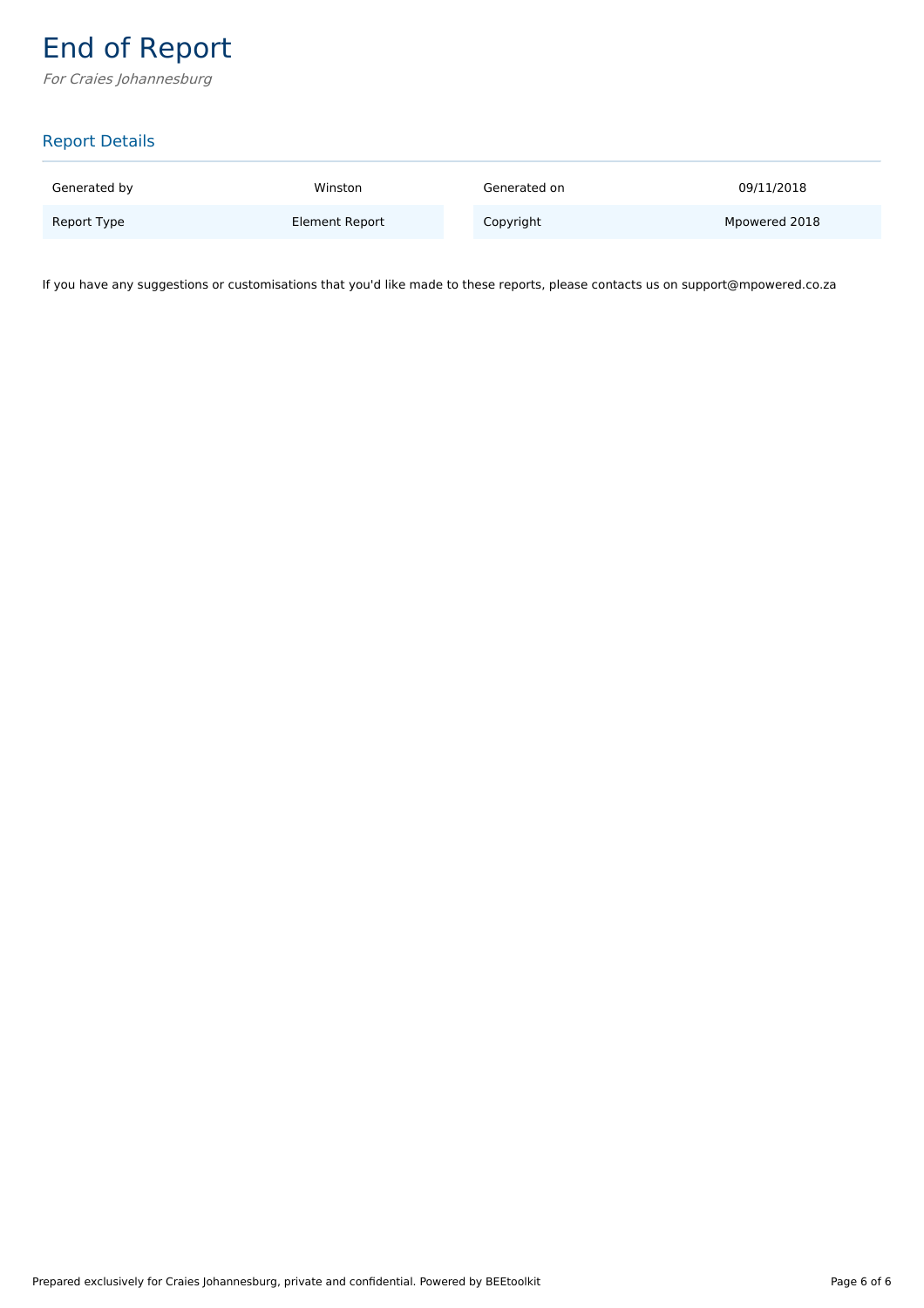# End of Report

*For Craies Johannesburg*

## Report Details

| | | | |
|---|---|---|---|
| Generated by | Winston | Generated on | 09/11/2018 |
| Report Type | Element Report | Copyright | Mpowered 2018 |

If you have any suggestions or customisations that you'd like made to these reports, please contacts us on support@mpowered.co.za